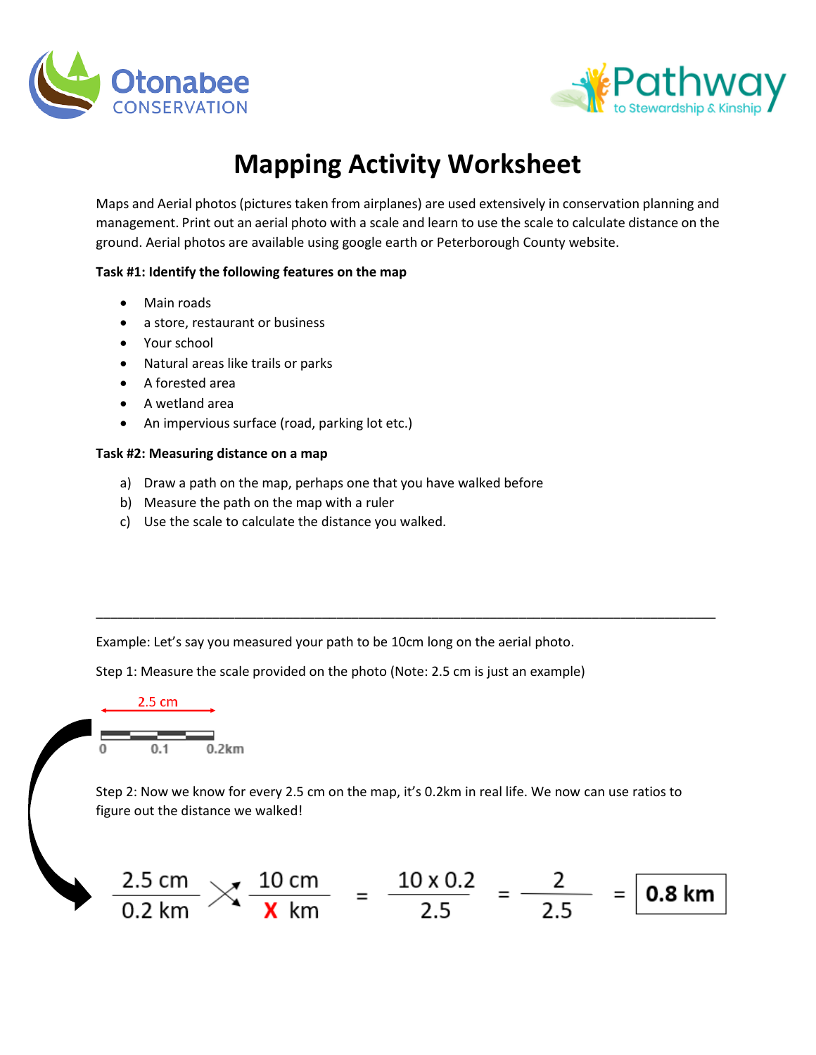# Mapping Activity Worksheet

Maps and Aerial photos (pictures taken from airplanes) are used extensively in conservation planning and management. Print out an aerial photo with a scale and learn to use the scale to calculate distance on the ground. Aerial photos are available using google earth or Peterborough County website.

**Task #1: Identify the following features on the map**

- Main roads
- a store, restaurant or business
- Your school
- Natural areas like trails or parks
- A forested area
- A wetland area
- An impervious surface (road, parking lot etc.)

**Task #2: Measuring distance on a map**

a) Draw a path on the map, perhaps one that you have walked before
b) Measure the path on the map with a ruler
c) Use the scale to calculate the distance you walked.

---

Example: Let's say you measured your path to be 10cm long on the aerial photo.

Step 1: Measure the scale provided on the photo (Note: 2.5 cm is just an example)

2.5 cm

0 0.1 0.2km

Step 2: Now we know for every 2.5 cm on the map, it's 0.2km in real life. We now can use ratios to figure out the distance we walked!

$$\frac{2.5\text{ cm}}{0.2\text{ km}} \times \frac{10\text{ cm}}{X\text{ km}} = \frac{10 \times 0.2}{2.5} = \frac{2}{2.5} = \boxed{0.8\text{ km}}$$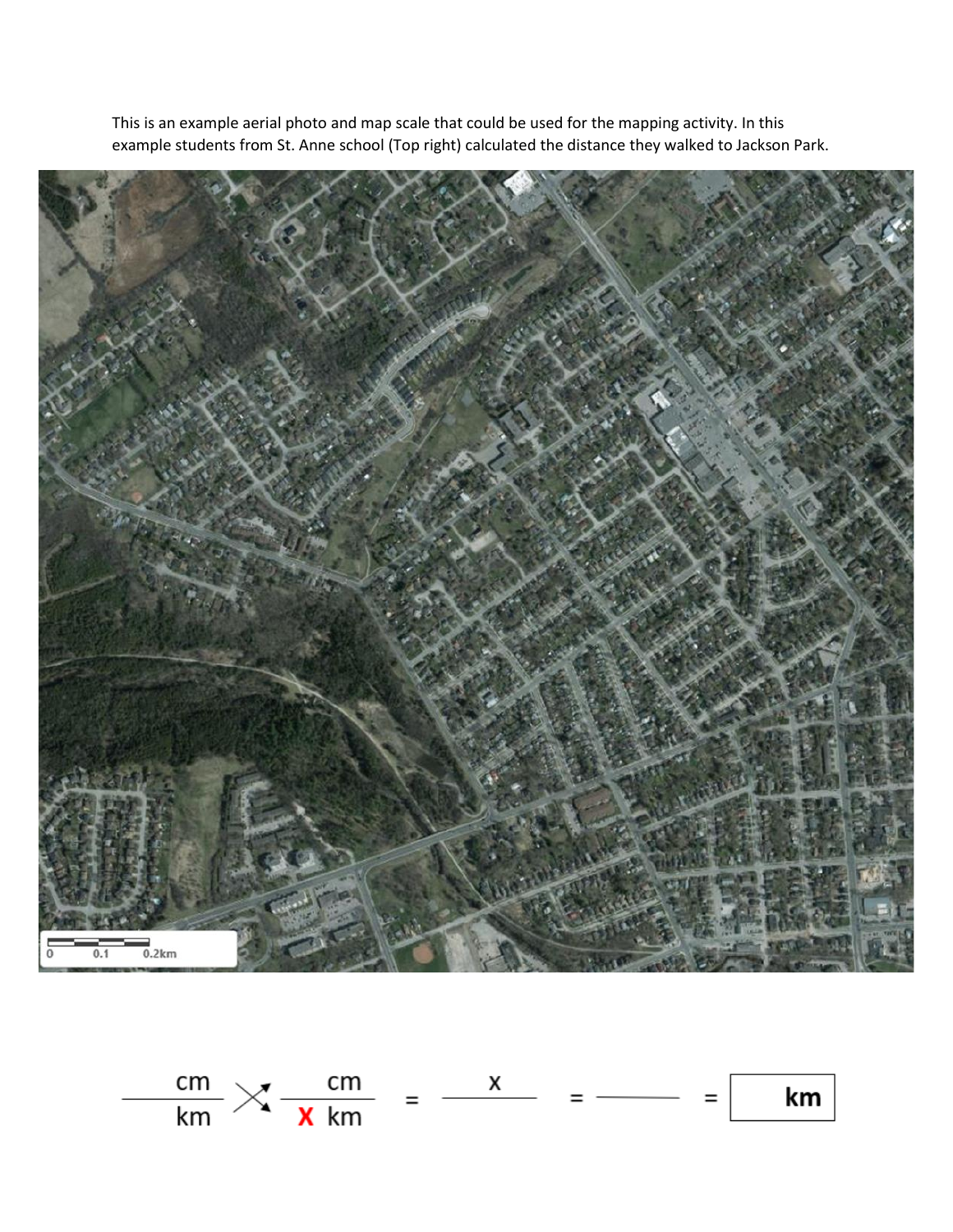This is an example aerial photo and map scale that could be used for the mapping activity. In this example students from St. Anne school (Top right) calculated the distance they walked to Jackson Park.

0 0.1 0.2km

$$\frac{\text{cm}}{\text{km}} \times \frac{\text{cm}}{\text{X km}} = \frac{\text{x}}{\phantom{xx}} = \frac{\phantom{xx}}{\phantom{xx}} = \boxed{\phantom{xx}\text{km}}$$